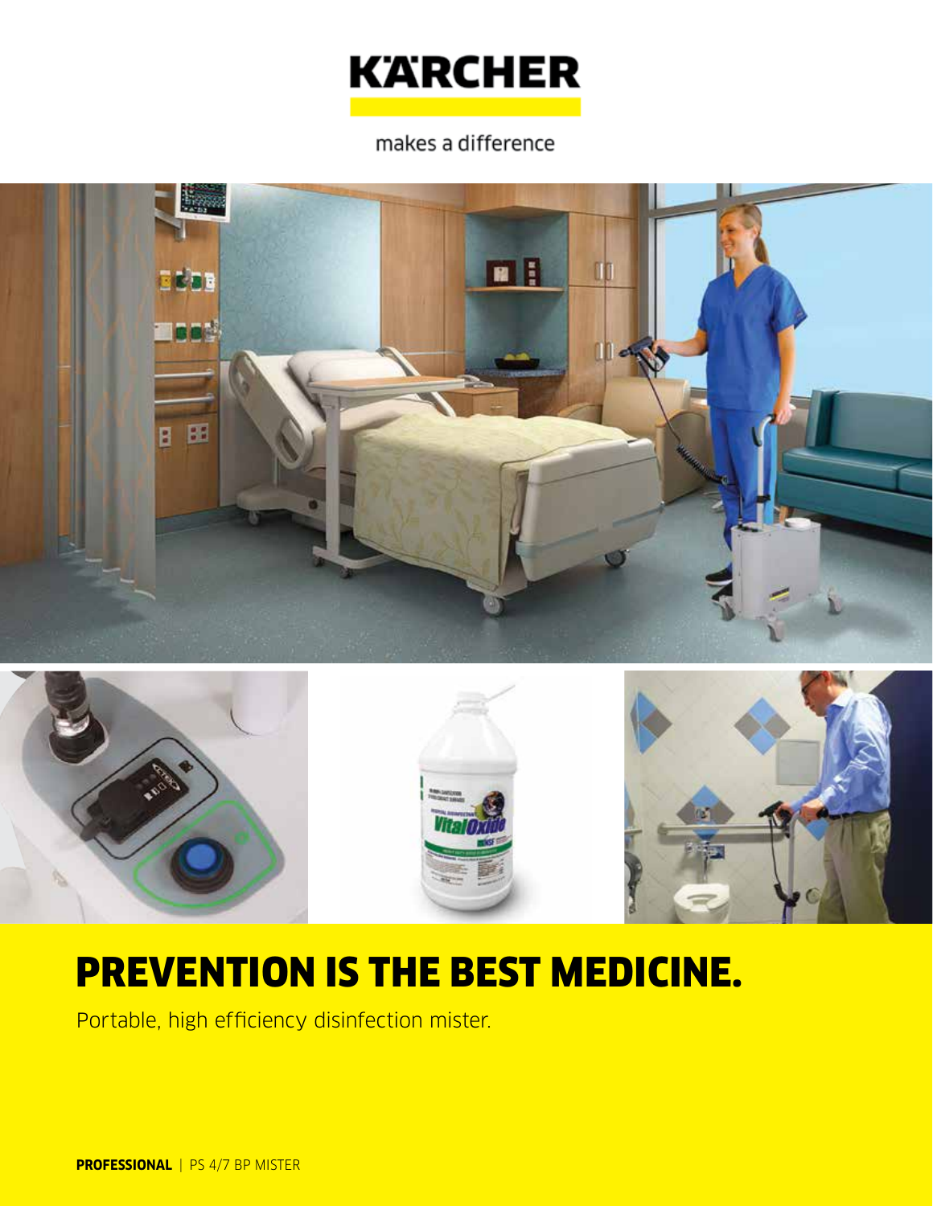KÄRCHER

makes a difference

# PREVENTION IS THE BEST MEDICINE.

Portable, high efficiency disinfection mister.

**PROFESSIONAL** | PS 4/7 BP MISTER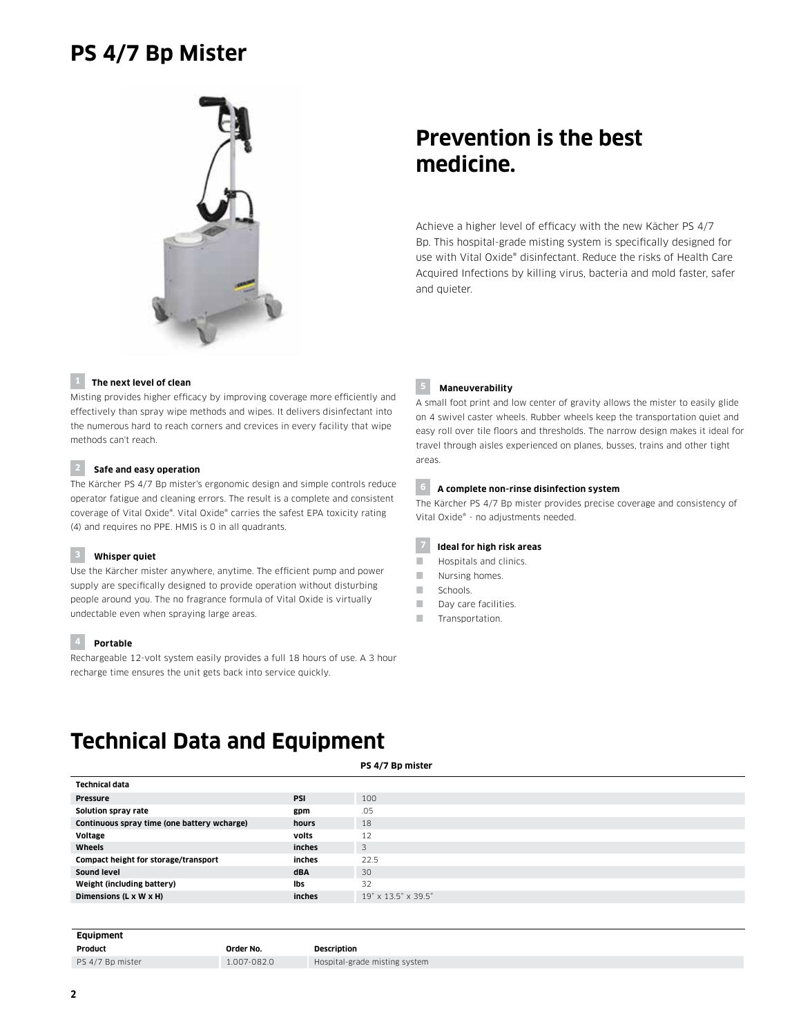# PS 4/7 Bp Mister

## Prevention is the best medicine.

Achieve a higher level of efficacy with the new Kächer PS 4/7 Bp. This hospital-grade misting system is specifically designed for use with Vital Oxide® disinfectant. Reduce the risks of Health Care Acquired Infections by killing virus, bacteria and mold faster, safer and quieter.

**1 The next level of clean**

Misting provides higher efficacy by improving coverage more efficiently and effectively than spray wipe methods and wipes. It delivers disinfectant into the numerous hard to reach corners and crevices in every facility that wipe methods can't reach.

**2 Safe and easy operation**

The Kärcher PS 4/7 Bp mister's ergonomic design and simple controls reduce operator fatigue and cleaning errors. The result is a complete and consistent coverage of Vital Oxide®. Vital Oxide® carries the safest EPA toxicity rating (4) and requires no PPE. HMIS is 0 in all quadrants.

**3 Whisper quiet**

Use the Kärcher mister anywhere, anytime. The efficient pump and power supply are specifically designed to provide operation without disturbing people around you. The no fragrance formula of Vital Oxide is virtually undectable even when spraying large areas.

**4 Portable**

Rechargeable 12-volt system easily provides a full 18 hours of use. A 3 hour recharge time ensures the unit gets back into service quickly.

**5 Maneuverability**

A small foot print and low center of gravity allows the mister to easily glide on 4 swivel caster wheels. Rubber wheels keep the transportation quiet and easy roll over tile floors and thresholds. The narrow design makes it ideal for travel through aisles experienced on planes, busses, trains and other tight areas.

**6 A complete non-rinse disinfection system**

The Kärcher PS 4/7 Bp mister provides precise coverage and consistency of Vital Oxide® - no adjustments needed.

**7 Ideal for high risk areas**

- Hospitals and clinics.
- Nursing homes.
- Schools.
- Day care facilities.
- Transportation.

# Technical Data and Equipment

| Technical data | | PS 4/7 Bp mister |
|---|---|---|
| **Pressure** | **PSI** | 100 |
| **Solution spray rate** | **gpm** | .05 |
| **Continuous spray time (one battery wcharge)** | **hours** | 18 |
| **Voltage** | **volts** | 12 |
| **Wheels** | **inches** | 3 |
| **Compact height for storage/transport** | **inches** | 22.5 |
| **Sound level** | **dBA** | 30 |
| **Weight (including battery)** | **lbs** | 32 |
| **Dimensions (L x W x H)** | **inches** | 19" x 13.5" x 39.5" |

**Equipment**

| Product | Order No. | Description |
|---|---|---|
| PS 4/7 Bp mister | 1.007-082.0 | Hospital-grade misting system |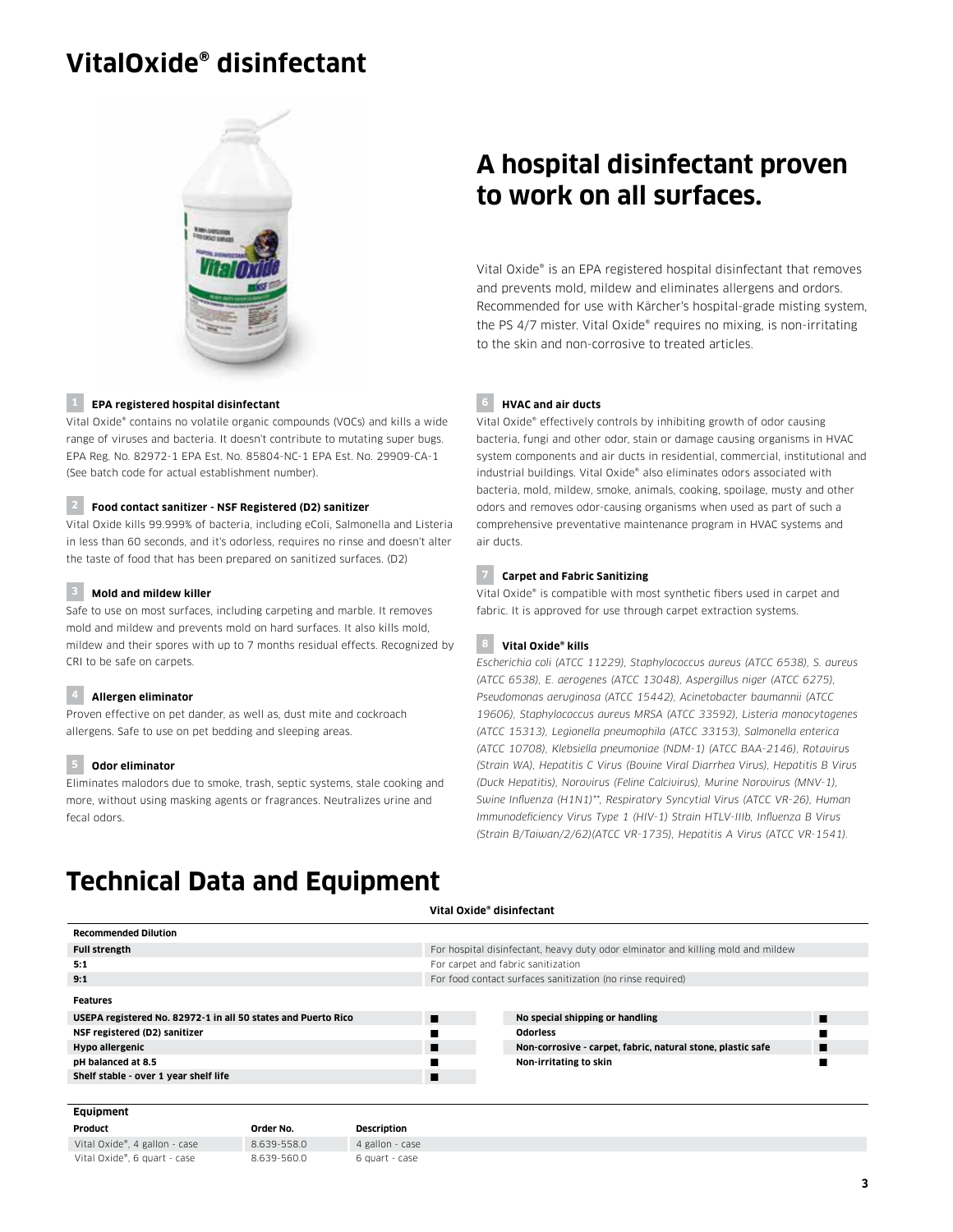# VitalOxide® disinfectant

## A hospital disinfectant proven to work on all surfaces.

Vital Oxide® is an EPA registered hospital disinfectant that removes and prevents mold, mildew and eliminates allergens and ordors. Recommended for use with Kärcher's hospital-grade misting system, the PS 4/7 mister. Vital Oxide® requires no mixing, is non-irritating to the skin and non-corrosive to treated articles.

### 1 EPA registered hospital disinfectant

Vital Oxide® contains no volatile organic compounds (VOCs) and kills a wide range of viruses and bacteria. It doesn't contribute to mutating super bugs. EPA Reg. No. 82972-1 EPA Est. No. 85804-NC-1 EPA Est. No. 29909-CA-1 (See batch code for actual establishment number).

### 2 Food contact sanitizer - NSF Registered (D2) sanitizer

Vital Oxide kills 99.999% of bacteria, including eColi, Salmonella and Listeria in less than 60 seconds, and it's odorless, requires no rinse and doesn't alter the taste of food that has been prepared on sanitized surfaces. (D2)

### 3 Mold and mildew killer

Safe to use on most surfaces, including carpeting and marble. It removes mold and mildew and prevents mold on hard surfaces. It also kills mold, mildew and their spores with up to 7 months residual effects. Recognized by CRI to be safe on carpets.

### 4 Allergen eliminator

Proven effective on pet dander, as well as, dust mite and cockroach allergens. Safe to use on pet bedding and sleeping areas.

### 5 Odor eliminator

Eliminates malodors due to smoke, trash, septic systems, stale cooking and more, without using masking agents or fragrances. Neutralizes urine and fecal odors.

### 6 HVAC and air ducts

Vital Oxide® effectively controls by inhibiting growth of odor causing bacteria, fungi and other odor, stain or damage causing organisms in HVAC system components and air ducts in residential, commercial, institutional and industrial buildings. Vital Oxide® also eliminates odors associated with bacteria, mold, mildew, smoke, animals, cooking, spoilage, musty and other odors and removes odor-causing organisms when used as part of such a comprehensive preventative maintenance program in HVAC systems and air ducts.

### 7 Carpet and Fabric Sanitizing

Vital Oxide® is compatible with most synthetic fibers used in carpet and fabric. It is approved for use through carpet extraction systems.

### 8 Vital Oxide® kills

*Escherichia coli (ATCC 11229), Staphylococcus aureus (ATCC 6538), S. aureus (ATCC 6538), E. aerogenes (ATCC 13048), Aspergillus niger (ATCC 6275), Pseudomonas aeruginosa (ATCC 15442), Acinetobacter baumannii (ATCC 19606), Staphylococcus aureus MRSA (ATCC 33592), Listeria monocytogenes (ATCC 15313), Legionella pneumophila (ATCC 33153), Salmonella enterica (ATCC 10708), Klebsiella pneumoniae (NDM-1) (ATCC BAA-2146), Rotavirus (Strain WA), Hepatitis C Virus (Bovine Viral Diarrhea Virus), Hepatitis B Virus (Duck Hepatitis), Norovirus (Feline Calcivirus), Murine Norovirus (MNV-1), Swine Influenza (H1N1)\*\*, Respiratory Syncytial Virus (ATCC VR-26), Human Immunodeficiency Virus Type 1 (HIV-1) Strain HTLV-IIIb, Influenza B Virus (Strain B/Taiwan/2/62)(ATCC VR-1735), Hepatitis A Virus (ATCC VR-1541).*

# Technical Data and Equipment

| Recommended Dilution | Vital Oxide® disinfectant |
|---|---|
| Full strength | For hospital disinfectant, heavy duty odor elminator and killing mold and mildew |
| 5:1 | For carpet and fabric sanitization |
| 9:1 | For food contact surfaces sanitization (no rinse required) |

| Features | | | |
|---|---|---|---|
| USEPA registered No. 82972-1 in all 50 states and Puerto Rico | ■ | No special shipping or handling | ■ |
| NSF registered (D2) sanitizer | ■ | Odorless | ■ |
| Hypo allergenic | ■ | Non-corrosive - carpet, fabric, natural stone, plastic safe | ■ |
| pH balanced at 8.5 | ■ | Non-irritating to skin | ■ |
| Shelf stable - over 1 year shelf life | ■ | | |

**Equipment**

| Product | Order No. | Description |
|---|---|---|
| Vital Oxide®, 4 gallon - case | 8.639-558.0 | 4 gallon - case |
| Vital Oxide®, 6 quart - case | 8.639-560.0 | 6 quart - case |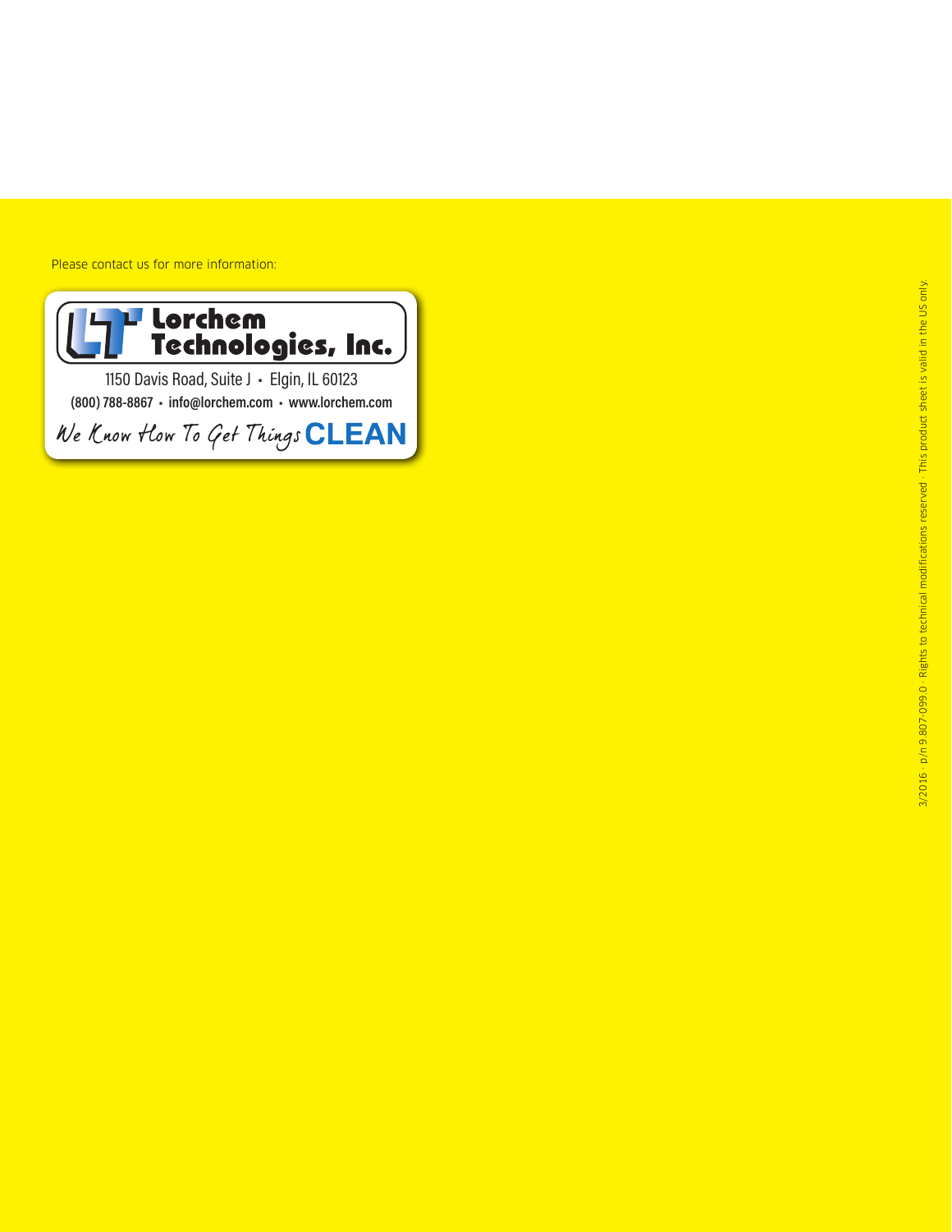Please contact us for more information:

**Lorchem Technologies, Inc.**

1150 Davis Road, Suite J • Elgin, IL 60123

**(800) 788-8867 • info@lorchem.com • www.lorchem.com**

*We Know How To Get Things* **CLEAN**

3/2016 · p/n 9.807-099.0 · Rights to technical modifications reserved · This product sheet is valid in the US only.